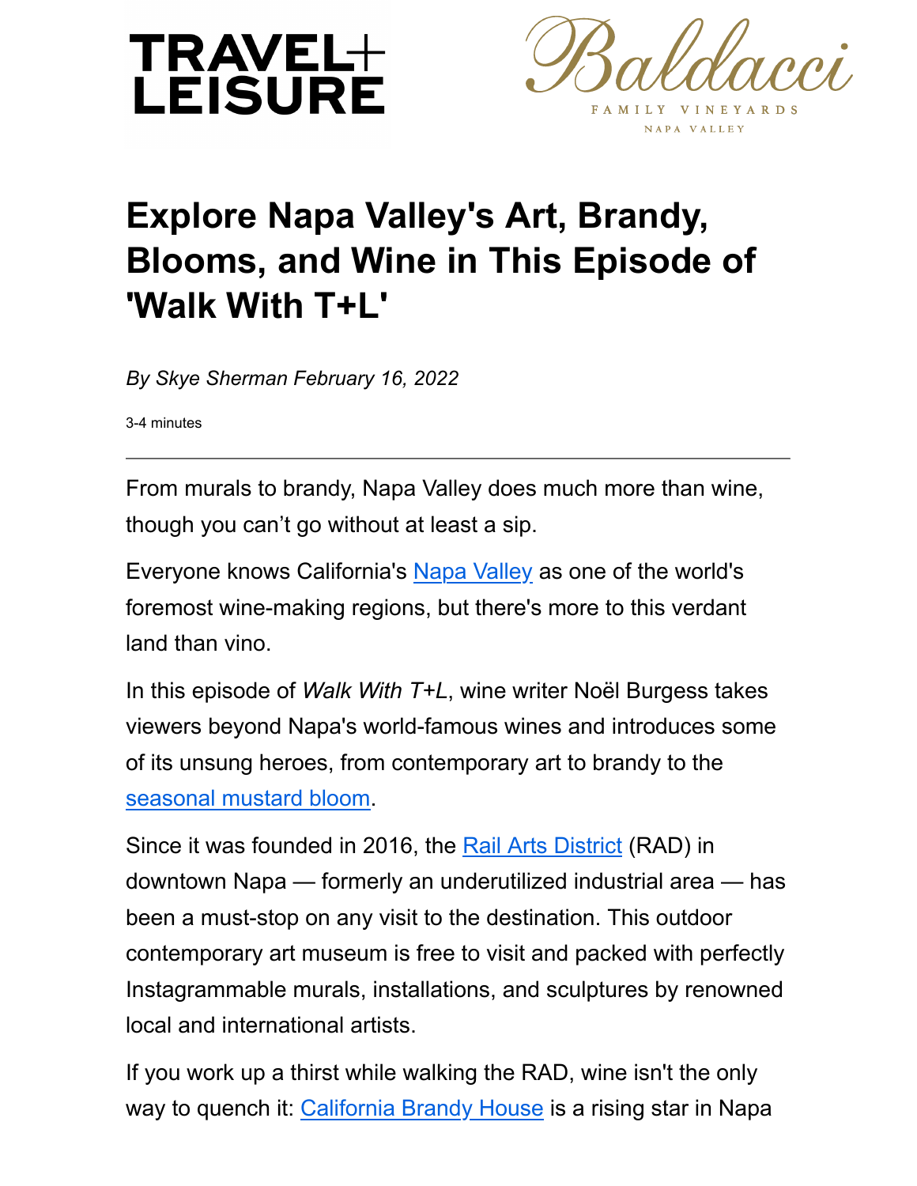TRAVEL+ LEISURE

Baldacci FAMILY VINEYARDS NAPA VALLEY

# Explore Napa Valley's Art, Brandy, Blooms, and Wine in This Episode of 'Walk With T+L'

*By Skye Sherman February 16, 2022*

3-4 minutes

---

From murals to brandy, Napa Valley does much more than wine, though you can't go without at least a sip.

Everyone knows California's Napa Valley as one of the world's foremost wine-making regions, but there's more to this verdant land than vino.

In this episode of *Walk With T+L*, wine writer Noël Burgess takes viewers beyond Napa's world-famous wines and introduces some of its unsung heroes, from contemporary art to brandy to the seasonal mustard bloom.

Since it was founded in 2016, the Rail Arts District (RAD) in downtown Napa — formerly an underutilized industrial area — has been a must-stop on any visit to the destination. This outdoor contemporary art museum is free to visit and packed with perfectly Instagrammable murals, installations, and sculptures by renowned local and international artists.

If you work up a thirst while walking the RAD, wine isn't the only way to quench it: California Brandy House is a rising star in Napa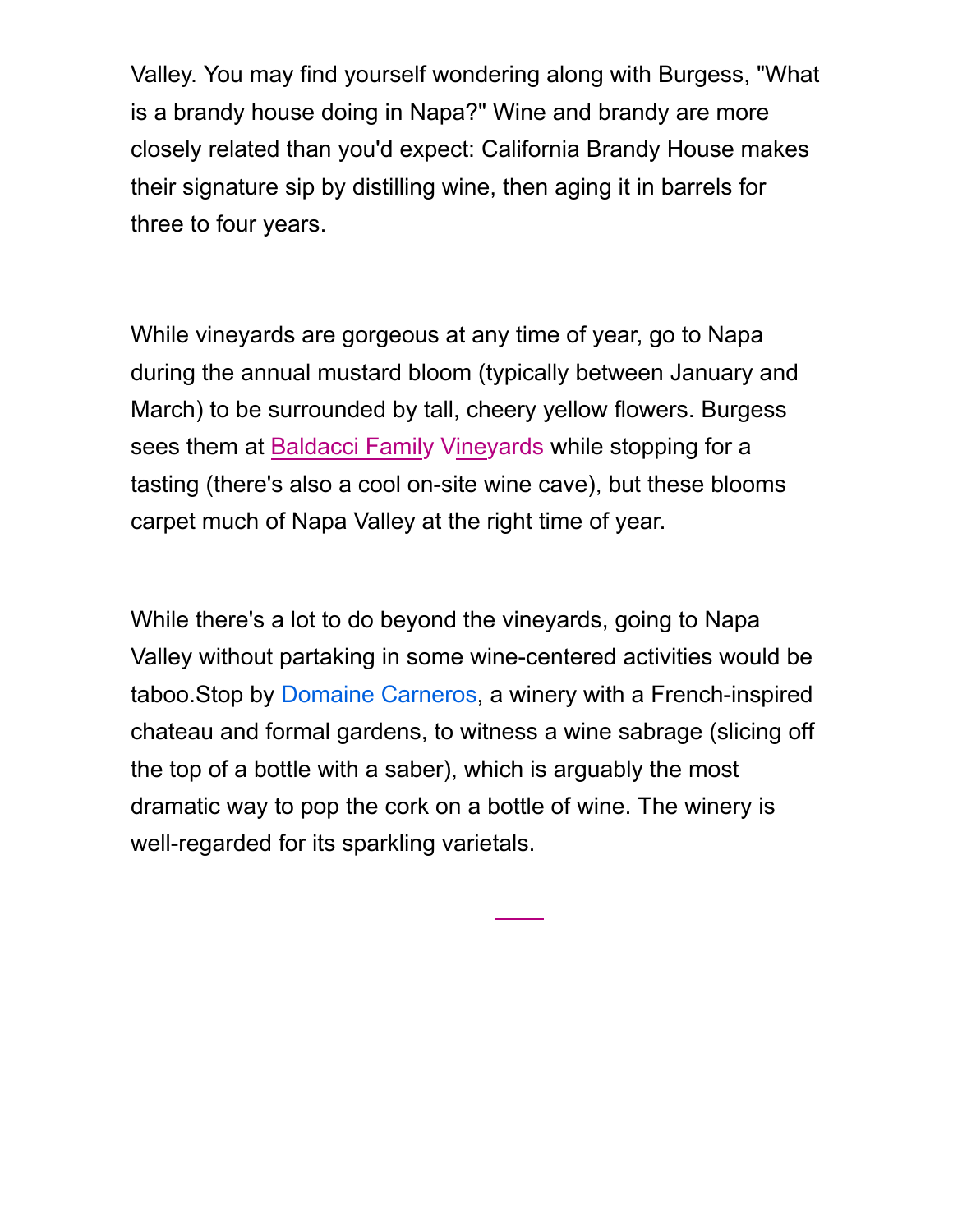Valley. You may find yourself wondering along with Burgess, "What is a brandy house doing in Napa?" Wine and brandy are more closely related than you'd expect: California Brandy House makes their signature sip by distilling wine, then aging it in barrels for three to four years.

While vineyards are gorgeous at any time of year, go to Napa during the annual mustard bloom (typically between January and March) to be surrounded by tall, cheery yellow flowers. Burgess sees them at Baldacci Family Vineyards while stopping for a tasting (there's also a cool on-site wine cave), but these blooms carpet much of Napa Valley at the right time of year.

While there's a lot to do beyond the vineyards, going to Napa Valley without partaking in some wine-centered activities would be taboo.Stop by Domaine Carneros, a winery with a French-inspired chateau and formal gardens, to witness a wine sabrage (slicing off the top of a bottle with a saber), which is arguably the most dramatic way to pop the cork on a bottle of wine. The winery is well-regarded for its sparkling varietals.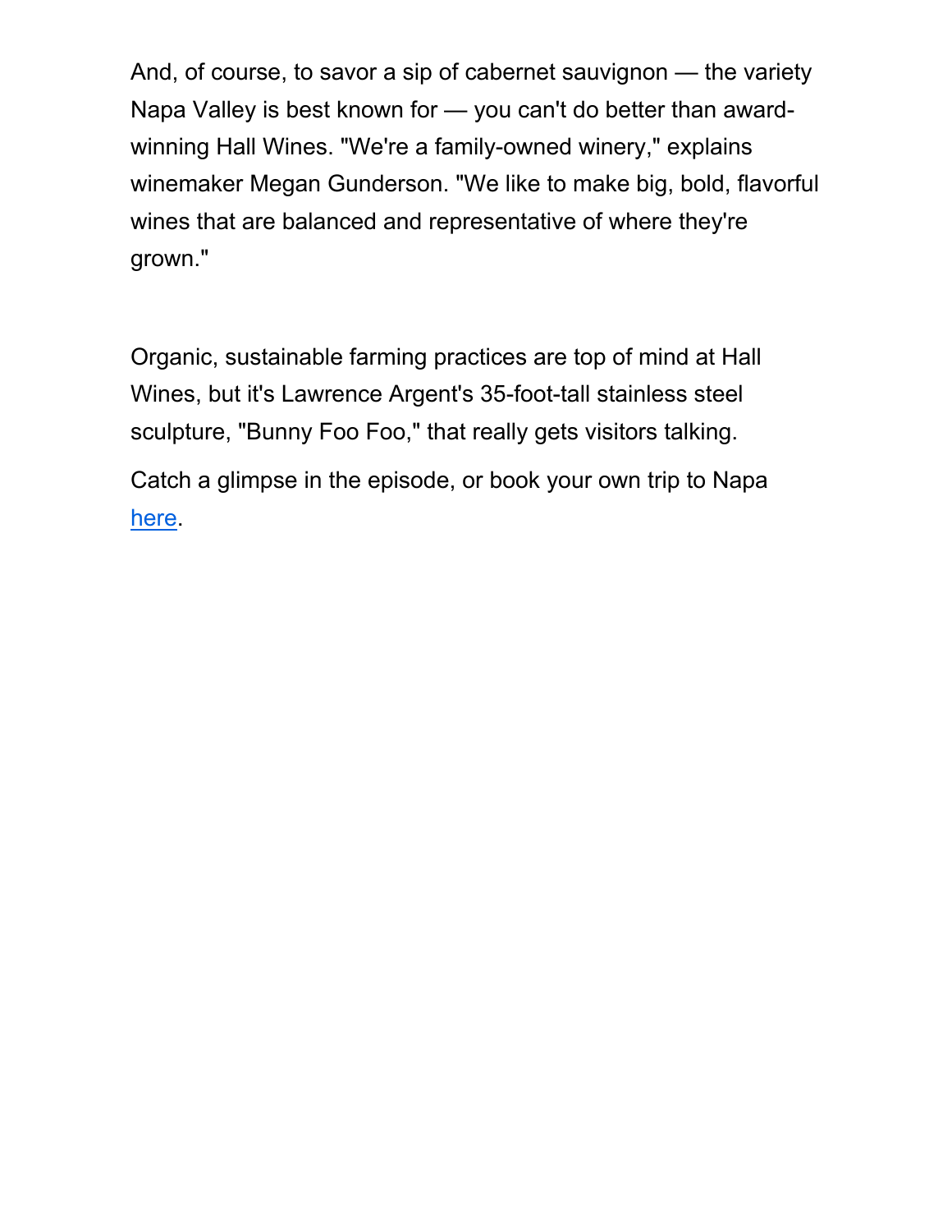And, of course, to savor a sip of cabernet sauvignon — the variety Napa Valley is best known for — you can't do better than award-winning Hall Wines. "We're a family-owned winery," explains winemaker Megan Gunderson. "We like to make big, bold, flavorful wines that are balanced and representative of where they're grown."

Organic, sustainable farming practices are top of mind at Hall Wines, but it's Lawrence Argent's 35-foot-tall stainless steel sculpture, "Bunny Foo Foo," that really gets visitors talking.

Catch a glimpse in the episode, or book your own trip to Napa here.